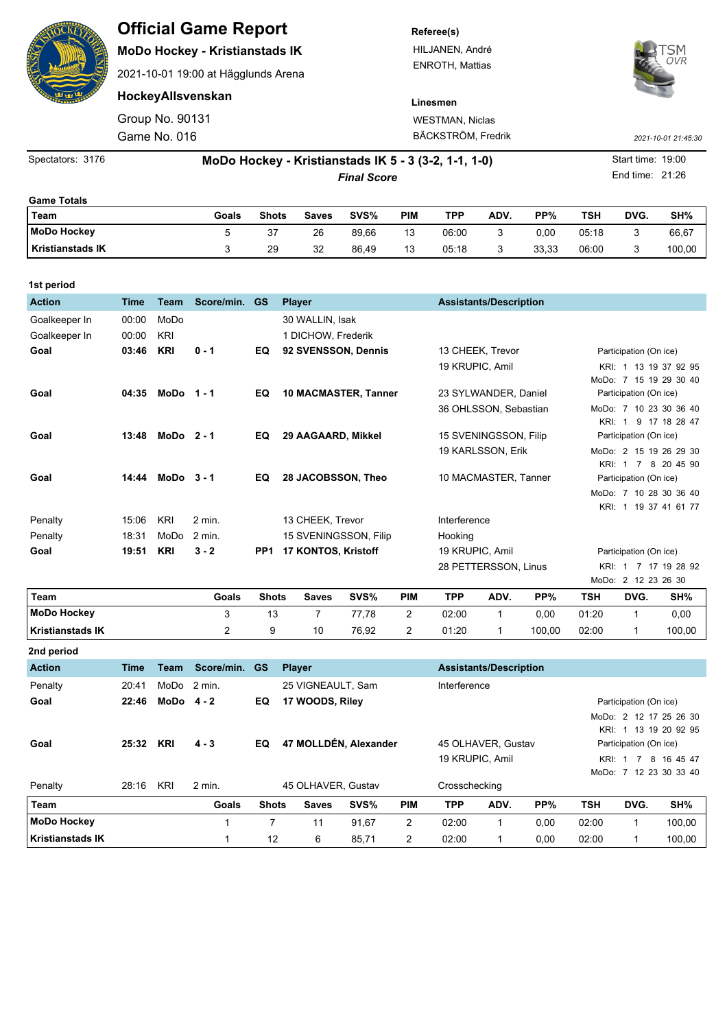# Official Game Report

**MoDo Hockey - Kristianstads IK**

2021-10-01 19:00 at Hägglunds Arena

**HockeyAllsvenskan**

Group No. 90131

Game No. 016

**Referee(s)**

HILJANEN, André

ENROTH, Mattias

**Linesmen**

WESTMAN, Niclas

BÄCKSTRÖM, Fredrik

2021-10-01 21:45:30

Spectators: 3176

**MoDo Hockey - Kristianstads IK 5 - 3 (3-2, 1-1, 1-0)**

***Final Score***

Start time: 19:00

End time: 21:26

**Game Totals**

| Team | Goals | Shots | Saves | SVS% | PIM | TPP | ADV. | PP% | TSH | DVG. | SH% |
|---|---|---|---|---|---|---|---|---|---|---|---|
| **MoDo Hockey** | 5 | 37 | 26 | 89,66 | 13 | 06:00 | 3 | 0,00 | 05:18 | 3 | 66,67 |
| **Kristianstads IK** | 3 | 29 | 32 | 86,49 | 13 | 05:18 | 3 | 33,33 | 06:00 | 3 | 100,00 |

**1st period**

| Action | Time | Team | Score/min. | GS | Player | Assistants/Description | Participation (On ice) |
|---|---|---|---|---|---|---|---|
| Goalkeeper In | 00:00 | MoDo | | | 30 WALLIN, Isak | | |
| Goalkeeper In | 00:00 | KRI | | | 1 DICHOW, Frederik | | |
| **Goal** | **03:46** | **KRI** | **0 - 1** | **EQ** | **92 SVENSSON, Dennis** | 13 CHEEK, Trevor<br>19 KRUPIC, Amil | KRI: 1 13 19 37 92 95<br>MoDo: 7 15 19 29 30 40 |
| **Goal** | **04:35** | **MoDo** | **1 - 1** | **EQ** | **10 MACMASTER, Tanner** | 23 SYLWANDER, Daniel<br>36 OHLSSON, Sebastian | MoDo: 7 10 23 30 36 40<br>KRI: 1 9 17 18 28 47 |
| **Goal** | **13:48** | **MoDo** | **2 - 1** | **EQ** | **29 AAGAARD, Mikkel** | 15 SVENINGSSON, Filip<br>19 KARLSSON, Erik | MoDo: 2 15 19 26 29 30<br>KRI: 1 7 8 20 45 90 |
| **Goal** | **14:44** | **MoDo** | **3 - 1** | **EQ** | **28 JACOBSSON, Theo** | 10 MACMASTER, Tanner | MoDo: 7 10 28 30 36 40<br>KRI: 1 19 37 41 61 77 |
| Penalty | 15:06 | KRI | 2 min. | | 13 CHEEK, Trevor | Interference | |
| Penalty | 18:31 | MoDo | 2 min. | | 15 SVENINGSSON, Filip | Hooking | |
| **Goal** | **19:51** | **KRI** | **3 - 2** | **PP1** | **17 KONTOS, Kristoff** | 19 KRUPIC, Amil<br>28 PETTERSSON, Linus | KRI: 1 7 17 19 28 92<br>MoDo: 2 12 23 26 30 |

| Team | Goals | Shots | Saves | SVS% | PIM | TPP | ADV. | PP% | TSH | DVG. | SH% |
|---|---|---|---|---|---|---|---|---|---|---|---|
| **MoDo Hockey** | 3 | 13 | 7 | 77,78 | 2 | 02:00 | 1 | 0,00 | 01:20 | 1 | 0,00 |
| **Kristianstads IK** | 2 | 9 | 10 | 76,92 | 2 | 01:20 | 1 | 100,00 | 02:00 | 1 | 100,00 |

**2nd period**

| Action | Time | Team | Score/min. | GS | Player | Assistants/Description | Participation (On ice) |
|---|---|---|---|---|---|---|---|
| Penalty | 20:41 | MoDo | 2 min. | | 25 VIGNEAULT, Sam | Interference | |
| **Goal** | **22:46** | **MoDo** | **4 - 2** | **EQ** | **17 WOODS, Riley** | | MoDo: 2 12 17 25 26 30<br>KRI: 1 13 19 20 92 95 |
| **Goal** | **25:32** | **KRI** | **4 - 3** | **EQ** | **47 MOLLDÉN, Alexander** | 45 OLHAVER, Gustav<br>19 KRUPIC, Amil | KRI: 1 7 8 16 45 47<br>MoDo: 7 12 23 30 33 40 |
| Penalty | 28:16 | KRI | 2 min. | | 45 OLHAVER, Gustav | Crosschecking | |

| Team | Goals | Shots | Saves | SVS% | PIM | TPP | ADV. | PP% | TSH | DVG. | SH% |
|---|---|---|---|---|---|---|---|---|---|---|---|
| **MoDo Hockey** | 1 | 7 | 11 | 91,67 | 2 | 02:00 | 1 | 0,00 | 02:00 | 1 | 100,00 |
| **Kristianstads IK** | 1 | 12 | 6 | 85,71 | 2 | 02:00 | 1 | 0,00 | 02:00 | 1 | 100,00 |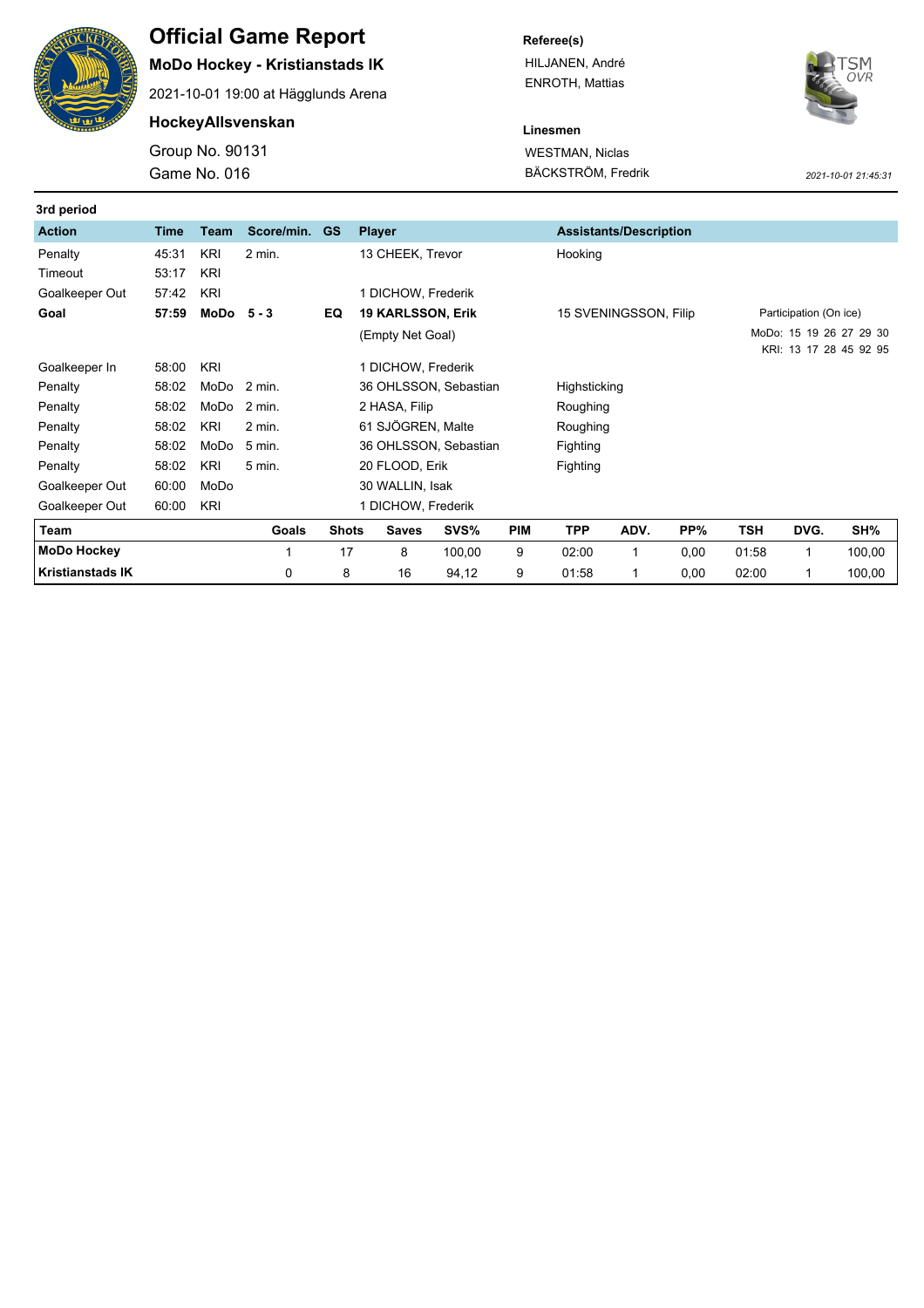# Official Game Report

**MoDo Hockey - Kristianstads IK**

2021-10-01 19:00 at Hägglunds Arena

**HockeyAllsvenskan**

Group No. 90131

Game No. 016

**Referee(s)**

HILJANEN, André
ENROTH, Mattias

**Linesmen**

WESTMAN, Niclas
BÄCKSTRÖM, Fredrik

*2021-10-01 21:45:31*

**3rd period**

| Action | Time | Team | Score/min. | GS | Player | Assistants/Description | |
|---|---|---|---|---|---|---|---|
| Penalty | 45:31 | KRI | 2 min. | | 13 CHEEK, Trevor | Hooking | |
| Timeout | 53:17 | KRI | | | | | |
| Goalkeeper Out | 57:42 | KRI | | | 1 DICHOW, Frederik | | |
| **Goal** | **57:59** | **MoDo** | **5 - 3** | **EQ** | **19 KARLSSON, Erik** (Empty Net Goal) | 15 SVENINGSSON, Filip | Participation (On ice) MoDo: 15 19 26 27 29 30 KRI: 13 17 28 45 92 95 |
| Goalkeeper In | 58:00 | KRI | | | 1 DICHOW, Frederik | | |
| Penalty | 58:02 | MoDo | 2 min. | | 36 OHLSSON, Sebastian | Highsticking | |
| Penalty | 58:02 | MoDo | 2 min. | | 2 HASA, Filip | Roughing | |
| Penalty | 58:02 | KRI | 2 min. | | 61 SJÖGREN, Malte | Roughing | |
| Penalty | 58:02 | MoDo | 5 min. | | 36 OHLSSON, Sebastian | Fighting | |
| Penalty | 58:02 | KRI | 5 min. | | 20 FLOOD, Erik | Fighting | |
| Goalkeeper Out | 60:00 | MoDo | | | 30 WALLIN, Isak | | |
| Goalkeeper Out | 60:00 | KRI | | | 1 DICHOW, Frederik | | |

| Team | Goals | Shots | Saves | SVS% | PIM | TPP | ADV. | PP% | TSH | DVG. | SH% |
|---|---|---|---|---|---|---|---|---|---|---|---|
| **MoDo Hockey** | 1 | 17 | 8 | 100,00 | 9 | 02:00 | 1 | 0,00 | 01:58 | 1 | 100,00 |
| **Kristianstads IK** | 0 | 8 | 16 | 94,12 | 9 | 01:58 | 1 | 0,00 | 02:00 | 1 | 100,00 |